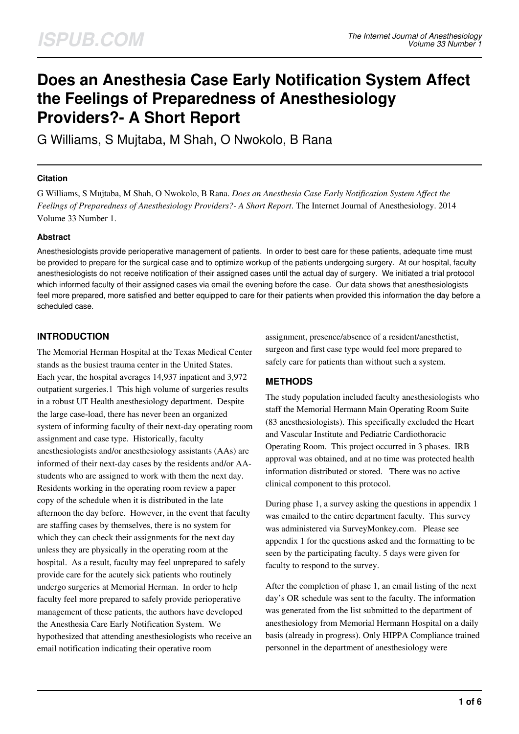# Does an Anesthesia Case Early Notification System Affect the Feelings of Preparedness of Anesthesiology Providers?- A Short Report

G Williams, S Mujtaba, M Shah, O Nwokolo, B Rana

#### Citation

G Williams, S Mujtaba, M Shah, O Nwokolo, B Rana. *Does an Anesthesia Case Early Notification System Affect the Feelings of Preparedness of Anesthesiology Providers?- A Short Report*. The Internet Journal of Anesthesiology. 2014 Volume 33 Number 1.

#### Abstract

Anesthesiologists provide perioperative management of patients. In order to best care for these patients, adequate time must be provided to prepare for the surgical case and to optimize workup of the patients undergoing surgery. At our hospital, faculty anesthesiologists do not receive notification of their assigned cases until the actual day of surgery. We initiated a trial protocol which informed faculty of their assigned cases via email the evening before the case. Our data shows that anesthesiologists feel more prepared, more satisfied and better equipped to care for their patients when provided this information the day before a scheduled case.

## INTRODUCTION

The Memorial Herman Hospital at the Texas Medical Center stands as the busiest trauma center in the United States. Each year, the hospital averages 14,937 inpatient and 3,972 outpatient surgeries.1 This high volume of surgeries results in a robust UT Health anesthesiology department. Despite the large case-load, there has never been an organized system of informing faculty of their next-day operating room assignment and case type. Historically, faculty anesthesiologists and/or anesthesiology assistants (AAs) are informed of their next-day cases by the residents and/or AA-students who are assigned to work with them the next day. Residents working in the operating room review a paper copy of the schedule when it is distributed in the late afternoon the day before. However, in the event that faculty are staffing cases by themselves, there is no system for which they can check their assignments for the next day unless they are physically in the operating room at the hospital. As a result, faculty may feel unprepared to safely provide care for the acutely sick patients who routinely undergo surgeries at Memorial Herman. In order to help faculty feel more prepared to safely provide perioperative management of these patients, the authors have developed the Anesthesia Care Early Notification System. We hypothesized that attending anesthesiologists who receive an email notification indicating their operative room assignment, presence/absence of a resident/anesthetist, surgeon and first case type would feel more prepared to safely care for patients than without such a system.

## METHODS

The study population included faculty anesthesiologists who staff the Memorial Hermann Main Operating Room Suite (83 anesthesiologists). This specifically excluded the Heart and Vascular Institute and Pediatric Cardiothoracic Operating Room. This project occurred in 3 phases. IRB approval was obtained, and at no time was protected health information distributed or stored. There was no active clinical component to this protocol.

During phase 1, a survey asking the questions in appendix 1 was emailed to the entire department faculty. This survey was administered via SurveyMonkey.com. Please see appendix 1 for the questions asked and the formatting to be seen by the participating faculty. 5 days were given for faculty to respond to the survey.

After the completion of phase 1, an email listing of the next day's OR schedule was sent to the faculty. The information was generated from the list submitted to the department of anesthesiology from Memorial Hermann Hospital on a daily basis (already in progress). Only HIPPA Compliance trained personnel in the department of anesthesiology were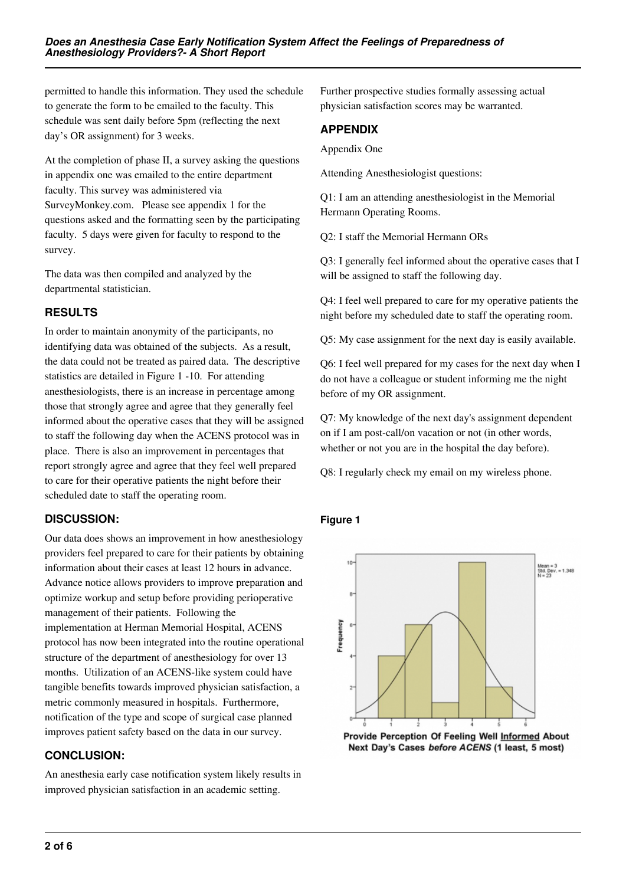permitted to handle this information. They used the schedule to generate the form to be emailed to the faculty. This schedule was sent daily before 5pm (reflecting the next day's OR assignment) for 3 weeks.

At the completion of phase II, a survey asking the questions in appendix one was emailed to the entire department faculty. This survey was administered via SurveyMonkey.com. Please see appendix 1 for the questions asked and the formatting seen by the participating faculty. 5 days were given for faculty to respond to the survey.

The data was then compiled and analyzed by the departmental statistician.

## RESULTS

In order to maintain anonymity of the participants, no identifying data was obtained of the subjects. As a result, the data could not be treated as paired data. The descriptive statistics are detailed in Figure 1 -10. For attending anesthesiologists, there is an increase in percentage among those that strongly agree and agree that they generally feel informed about the operative cases that they will be assigned to staff the following day when the ACENS protocol was in place. There is also an improvement in percentages that report strongly agree and agree that they feel well prepared to care for their operative patients the night before their scheduled date to staff the operating room.

## DISCUSSION:

Our data does shows an improvement in how anesthesiology providers feel prepared to care for their patients by obtaining information about their cases at least 12 hours in advance. Advance notice allows providers to improve preparation and optimize workup and setup before providing perioperative management of their patients. Following the implementation at Herman Memorial Hospital, ACENS protocol has now been integrated into the routine operational structure of the department of anesthesiology for over 13 months. Utilization of an ACENS-like system could have tangible benefits towards improved physician satisfaction, a metric commonly measured in hospitals. Furthermore, notification of the type and scope of surgical case planned improves patient safety based on the data in our survey.

## CONCLUSION:

An anesthesia early case notification system likely results in improved physician satisfaction in an academic setting. Further prospective studies formally assessing actual physician satisfaction scores may be warranted.

## APPENDIX

Appendix One

Attending Anesthesiologist questions:

Q1: I am an attending anesthesiologist in the Memorial Hermann Operating Rooms.

Q2: I staff the Memorial Hermann ORs

Q3: I generally feel informed about the operative cases that I will be assigned to staff the following day.

Q4: I feel well prepared to care for my operative patients the night before my scheduled date to staff the operating room.

Q5: My case assignment for the next day is easily available.

Q6: I feel well prepared for my cases for the next day when I do not have a colleague or student informing me the night before of my OR assignment.

Q7: My knowledge of the next day's assignment dependent on if I am post-call/on vacation or not (in other words, whether or not you are in the hospital the day before).

Q8: I regularly check my email on my wireless phone.

**Figure 1**

Provide Perception Of Feeling Well Informed About Next Day's Cases *before ACENS* (1 least, 5 most)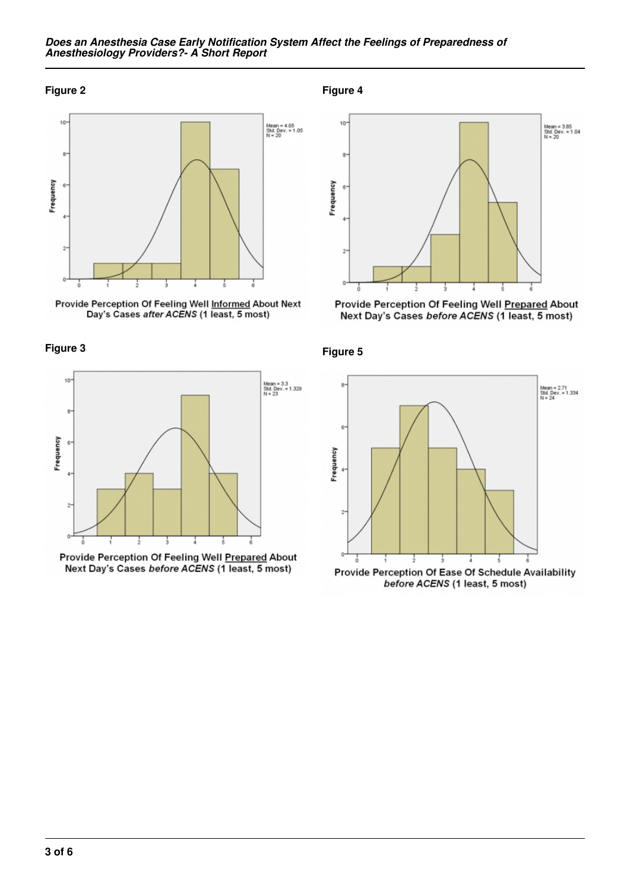**Figure 2**

Mean = 4.05
Std. Dev. = 1.05
N = 20

Provide Perception Of Feeling Well Informed About Next Day's Cases *after ACENS* (1 least, 5 most)

**Figure 3**

Mean = 3.3
Std. Dev. = 1.329
N = 23

Provide Perception Of Feeling Well Prepared About Next Day's Cases *before ACENS* (1 least, 5 most)

**Figure 4**

Mean = 3.85
Std. Dev. = 1.04
N = 20

Provide Perception Of Feeling Well Prepared About Next Day's Cases *before ACENS* (1 least, 5 most)

**Figure 5**

Mean = 2.71
Std. Dev. = 1.334
N = 24

Provide Perception Of Ease Of Schedule Availability *before ACENS* (1 least, 5 most)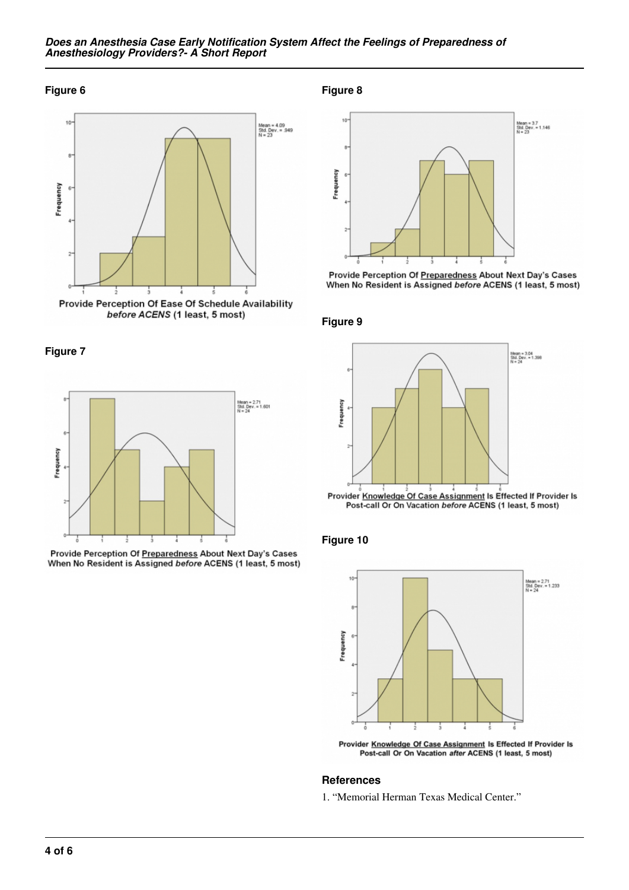**Figure 6**

**Figure 7**

**Figure 8**

**Figure 9**

**Figure 10**

## References

1. "Memorial Herman Texas Medical Center."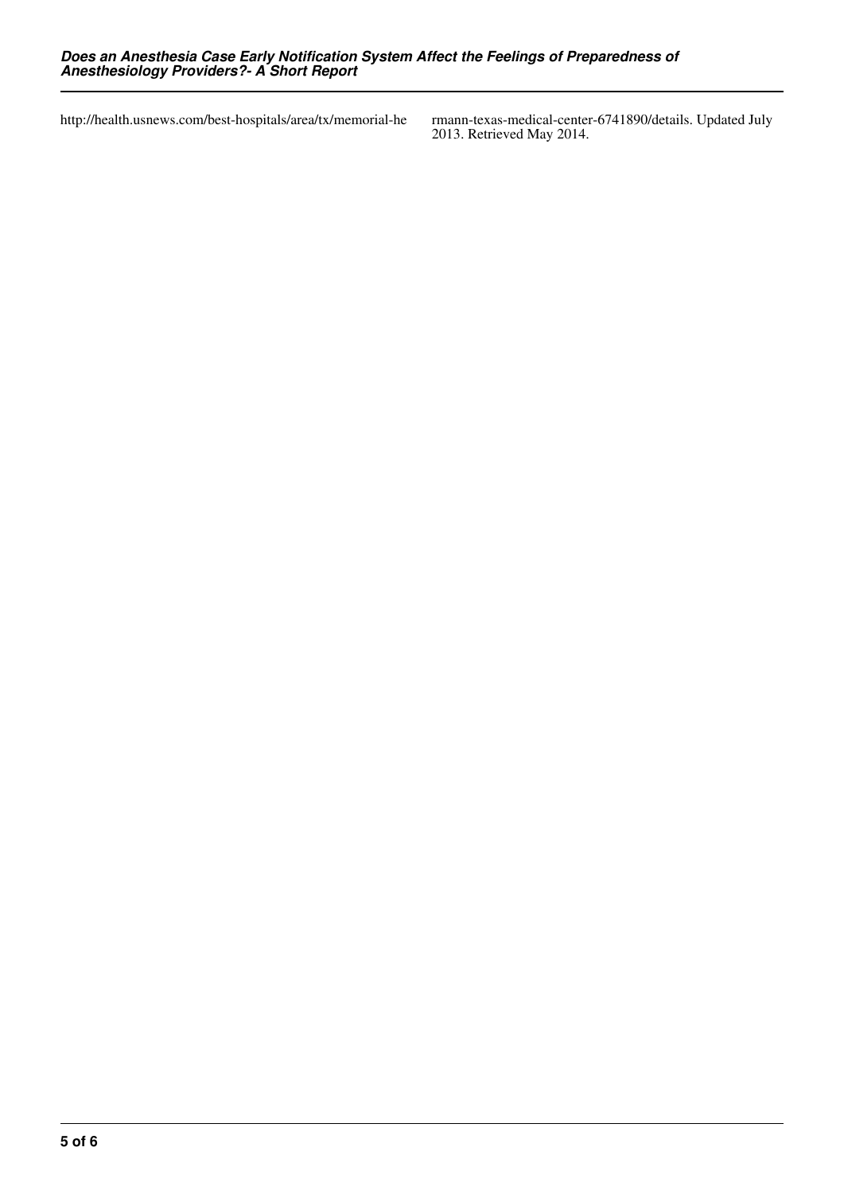http://health.usnews.com/best-hospitals/area/tx/memorial-hermann-texas-medical-center-6741890/details. Updated July 2013. Retrieved May 2014.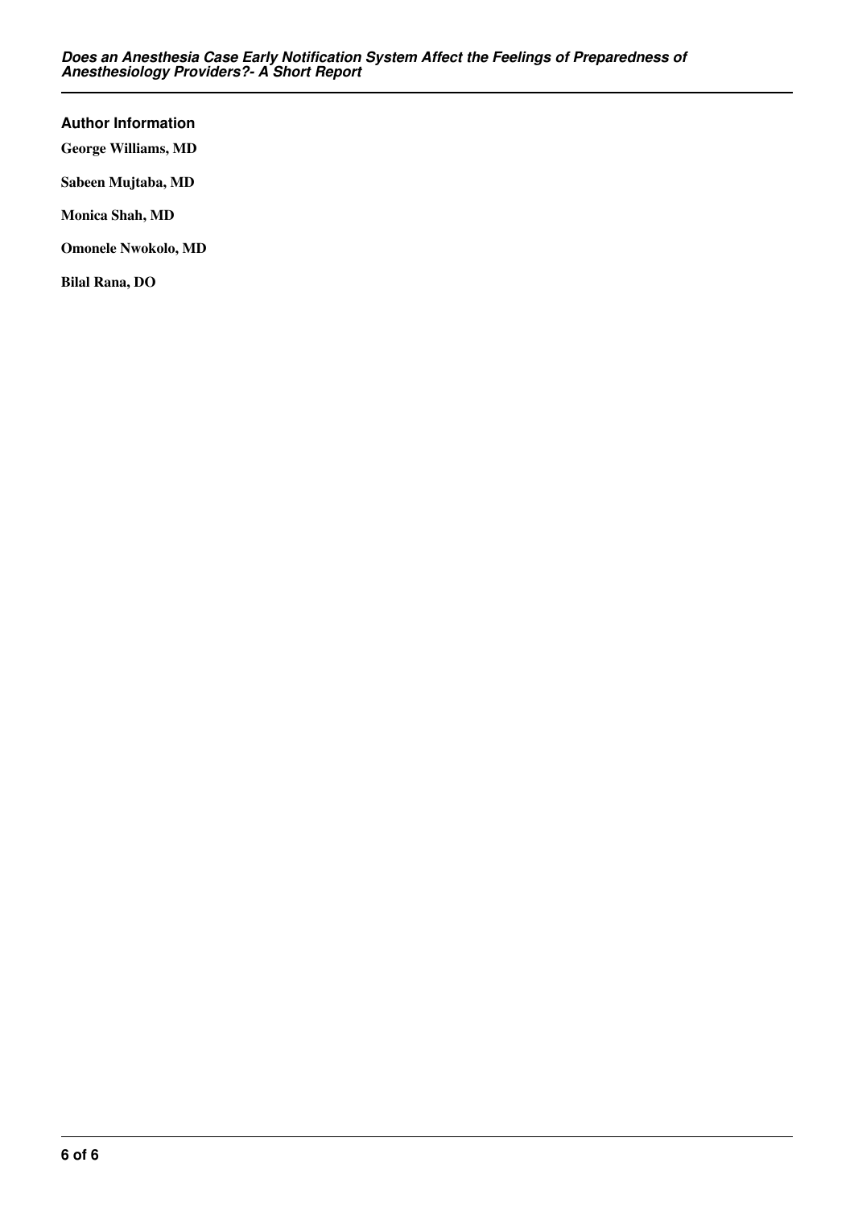## Author Information

**George Williams, MD**

**Sabeen Mujtaba, MD**

**Monica Shah, MD**

**Omonele Nwokolo, MD**

**Bilal Rana, DO**